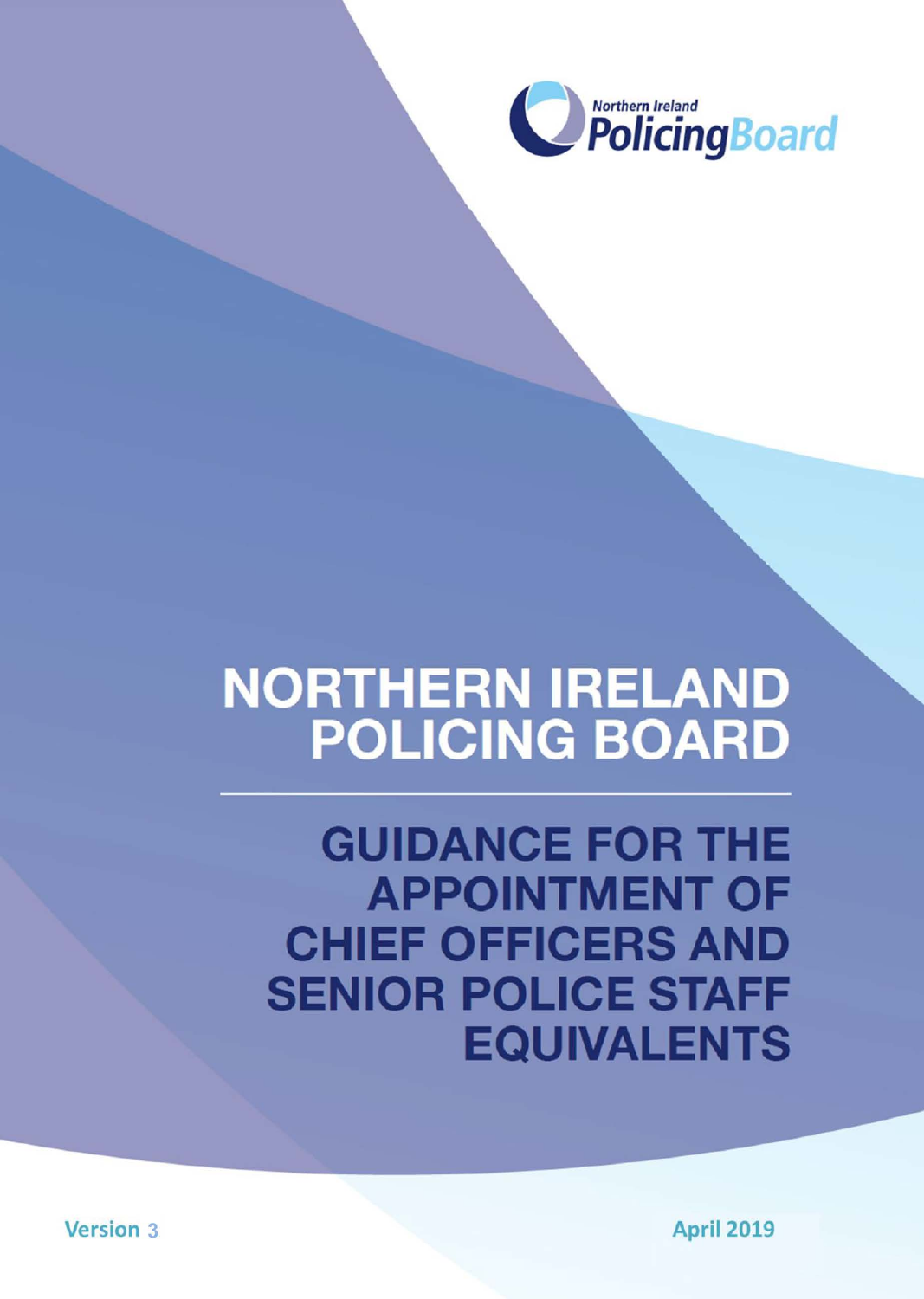Northern Ireland PolicingBoard

# NORTHERN IRELAND POLICING BOARD

## GUIDANCE FOR THE APPOINTMENT OF CHIEF OFFICERS AND SENIOR POLICE STAFF EQUIVALENTS

Version 3

April 2019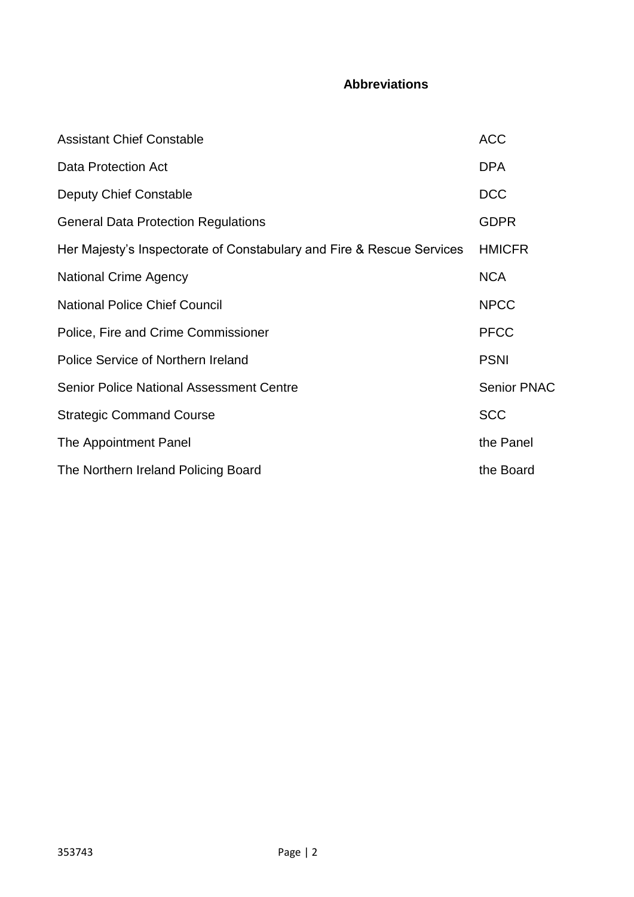## Abbreviations

| | |
|---|---|
| Assistant Chief Constable | ACC |
| Data Protection Act | DPA |
| Deputy Chief Constable | DCC |
| General Data Protection Regulations | GDPR |
| Her Majesty's Inspectorate of Constabulary and Fire & Rescue Services | HMICFR |
| National Crime Agency | NCA |
| National Police Chief Council | NPCC |
| Police, Fire and Crime Commissioner | PFCC |
| Police Service of Northern Ireland | PSNI |
| Senior Police National Assessment Centre | Senior PNAC |
| Strategic Command Course | SCC |
| The Appointment Panel | the Panel |
| The Northern Ireland Policing Board | the Board |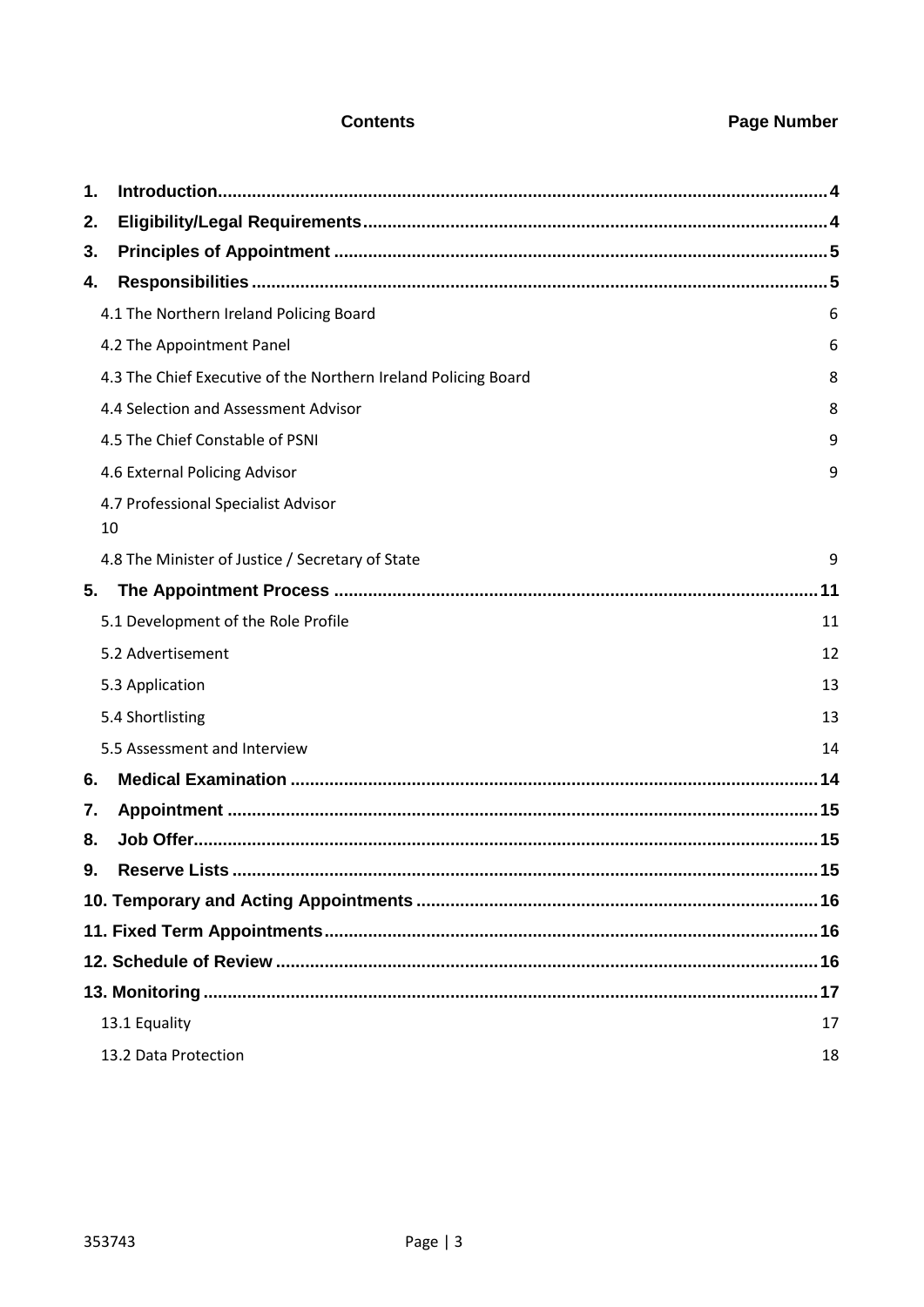| Contents | Page Number |
|---|---|
| **1. Introduction** | **4** |
| **2. Eligibility/Legal Requirements** | **4** |
| **3. Principles of Appointment** | **5** |
| **4. Responsibilities** | **5** |
| 4.1 The Northern Ireland Policing Board | 6 |
| 4.2 The Appointment Panel | 6 |
| 4.3 The Chief Executive of the Northern Ireland Policing Board | 8 |
| 4.4 Selection and Assessment Advisor | 8 |
| 4.5 The Chief Constable of PSNI | 9 |
| 4.6 External Policing Advisor | 9 |
| 4.7 Professional Specialist Advisor | 10 |
| 4.8 The Minister of Justice / Secretary of State | 9 |
| **5. The Appointment Process** | **11** |
| 5.1 Development of the Role Profile | 11 |
| 5.2 Advertisement | 12 |
| 5.3 Application | 13 |
| 5.4 Shortlisting | 13 |
| 5.5 Assessment and Interview | 14 |
| **6. Medical Examination** | **14** |
| **7. Appointment** | **15** |
| **8. Job Offer** | **15** |
| **9. Reserve Lists** | **15** |
| **10. Temporary and Acting Appointments** | **16** |
| **11. Fixed Term Appointments** | **16** |
| **12. Schedule of Review** | **16** |
| **13. Monitoring** | **17** |
| 13.1 Equality | 17 |
| 13.2 Data Protection | 18 |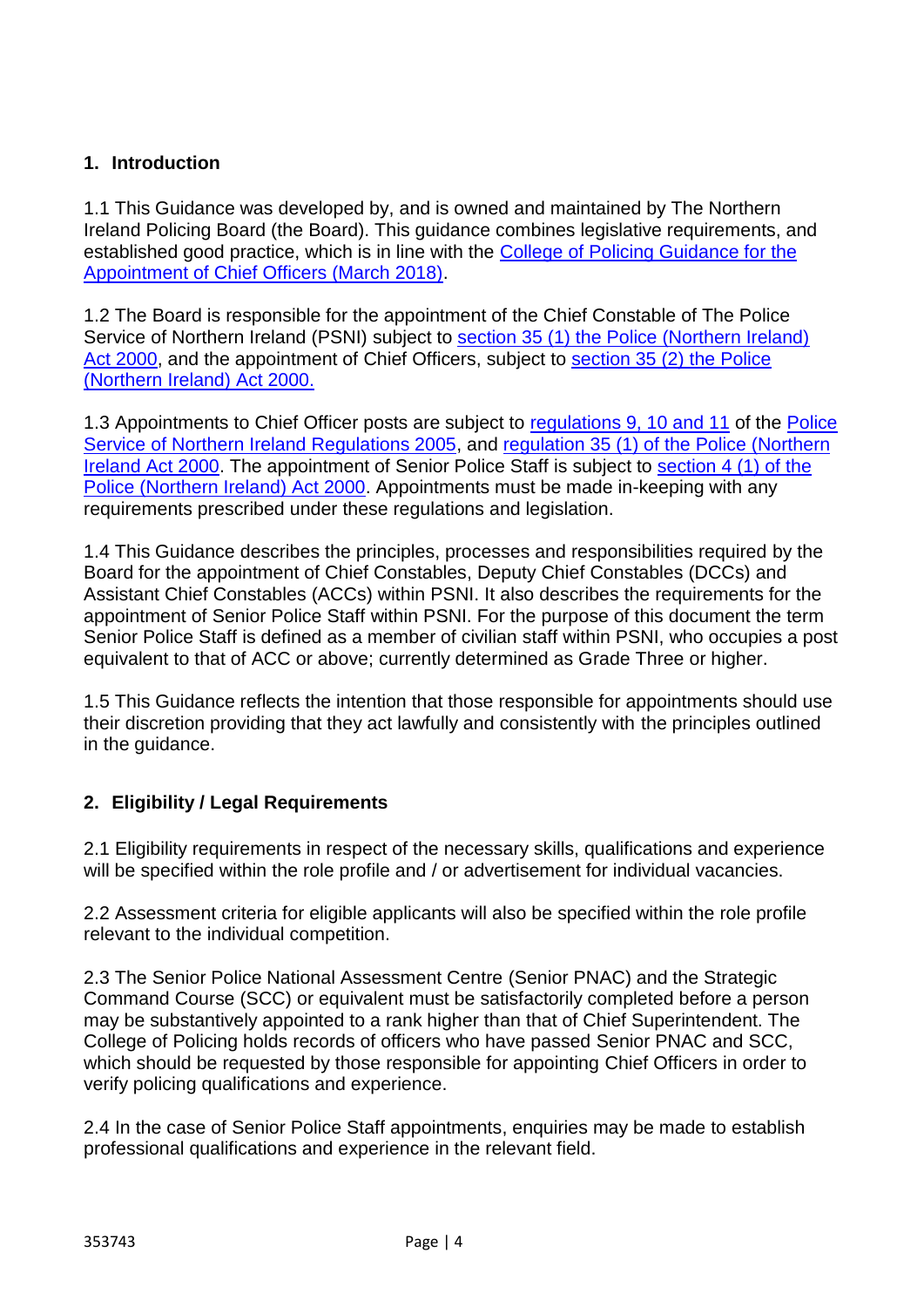## 1. Introduction

1.1 This Guidance was developed by, and is owned and maintained by The Northern Ireland Policing Board (the Board). This guidance combines legislative requirements, and established good practice, which is in line with the College of Policing Guidance for the Appointment of Chief Officers (March 2018).

1.2 The Board is responsible for the appointment of the Chief Constable of The Police Service of Northern Ireland (PSNI) subject to section 35 (1) the Police (Northern Ireland) Act 2000, and the appointment of Chief Officers, subject to section 35 (2) the Police (Northern Ireland) Act 2000.

1.3 Appointments to Chief Officer posts are subject to regulations 9, 10 and 11 of the Police Service of Northern Ireland Regulations 2005, and regulation 35 (1) of the Police (Northern Ireland Act 2000. The appointment of Senior Police Staff is subject to section 4 (1) of the Police (Northern Ireland) Act 2000. Appointments must be made in-keeping with any requirements prescribed under these regulations and legislation.

1.4 This Guidance describes the principles, processes and responsibilities required by the Board for the appointment of Chief Constables, Deputy Chief Constables (DCCs) and Assistant Chief Constables (ACCs) within PSNI. It also describes the requirements for the appointment of Senior Police Staff within PSNI. For the purpose of this document the term Senior Police Staff is defined as a member of civilian staff within PSNI, who occupies a post equivalent to that of ACC or above; currently determined as Grade Three or higher.

1.5 This Guidance reflects the intention that those responsible for appointments should use their discretion providing that they act lawfully and consistently with the principles outlined in the guidance.

## 2. Eligibility / Legal Requirements

2.1 Eligibility requirements in respect of the necessary skills, qualifications and experience will be specified within the role profile and / or advertisement for individual vacancies.

2.2 Assessment criteria for eligible applicants will also be specified within the role profile relevant to the individual competition.

2.3 The Senior Police National Assessment Centre (Senior PNAC) and the Strategic Command Course (SCC) or equivalent must be satisfactorily completed before a person may be substantively appointed to a rank higher than that of Chief Superintendent. The College of Policing holds records of officers who have passed Senior PNAC and SCC, which should be requested by those responsible for appointing Chief Officers in order to verify policing qualifications and experience.

2.4 In the case of Senior Police Staff appointments, enquiries may be made to establish professional qualifications and experience in the relevant field.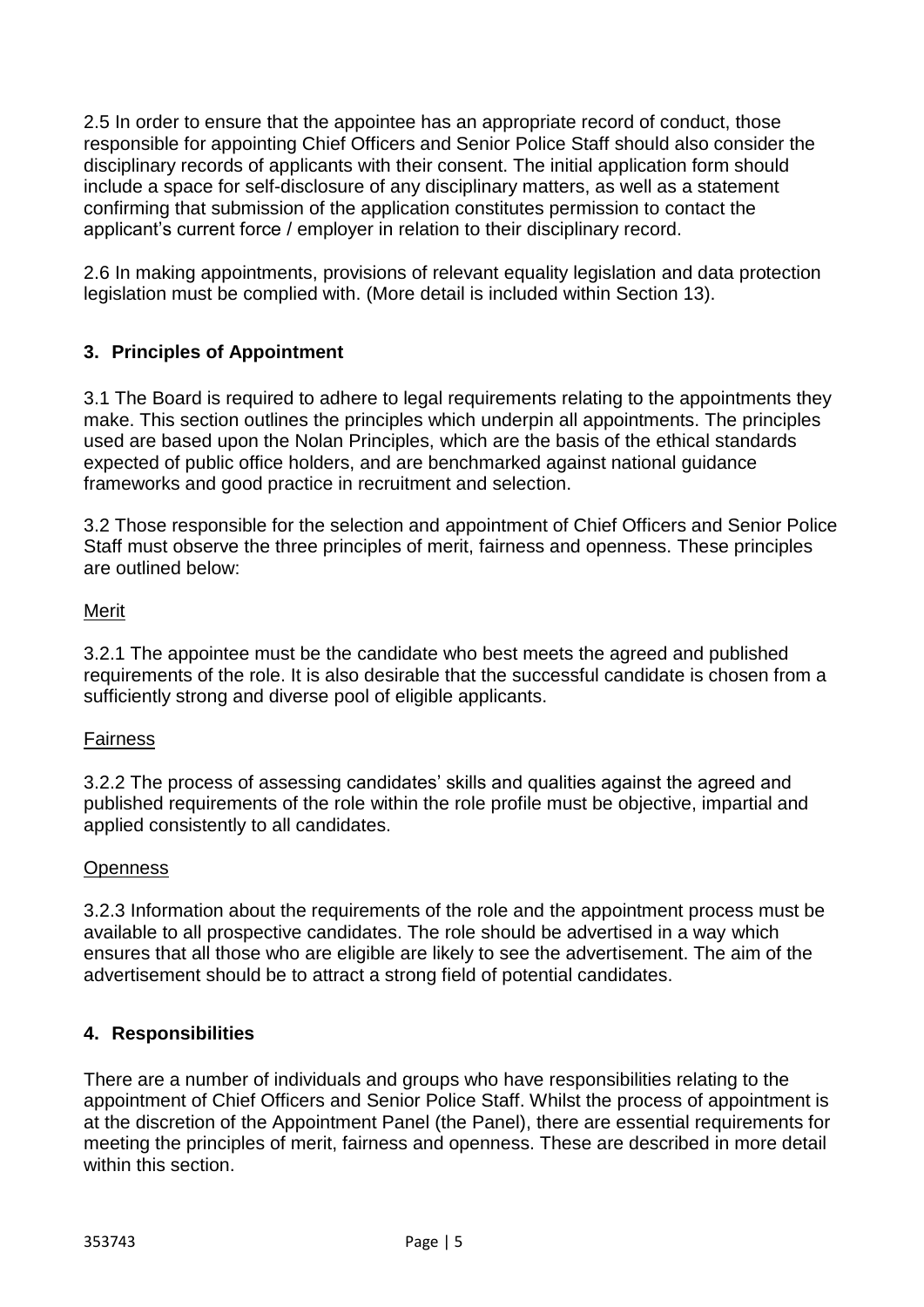2.5 In order to ensure that the appointee has an appropriate record of conduct, those responsible for appointing Chief Officers and Senior Police Staff should also consider the disciplinary records of applicants with their consent. The initial application form should include a space for self-disclosure of any disciplinary matters, as well as a statement confirming that submission of the application constitutes permission to contact the applicant's current force / employer in relation to their disciplinary record.

2.6 In making appointments, provisions of relevant equality legislation and data protection legislation must be complied with. (More detail is included within Section 13).

## 3. Principles of Appointment

3.1 The Board is required to adhere to legal requirements relating to the appointments they make. This section outlines the principles which underpin all appointments. The principles used are based upon the Nolan Principles, which are the basis of the ethical standards expected of public office holders, and are benchmarked against national guidance frameworks and good practice in recruitment and selection.

3.2 Those responsible for the selection and appointment of Chief Officers and Senior Police Staff must observe the three principles of merit, fairness and openness. These principles are outlined below:

<u>Merit</u>

3.2.1 The appointee must be the candidate who best meets the agreed and published requirements of the role. It is also desirable that the successful candidate is chosen from a sufficiently strong and diverse pool of eligible applicants.

<u>Fairness</u>

3.2.2 The process of assessing candidates' skills and qualities against the agreed and published requirements of the role within the role profile must be objective, impartial and applied consistently to all candidates.

<u>Openness</u>

3.2.3 Information about the requirements of the role and the appointment process must be available to all prospective candidates. The role should be advertised in a way which ensures that all those who are eligible are likely to see the advertisement. The aim of the advertisement should be to attract a strong field of potential candidates.

## 4. Responsibilities

There are a number of individuals and groups who have responsibilities relating to the appointment of Chief Officers and Senior Police Staff. Whilst the process of appointment is at the discretion of the Appointment Panel (the Panel), there are essential requirements for meeting the principles of merit, fairness and openness. These are described in more detail within this section.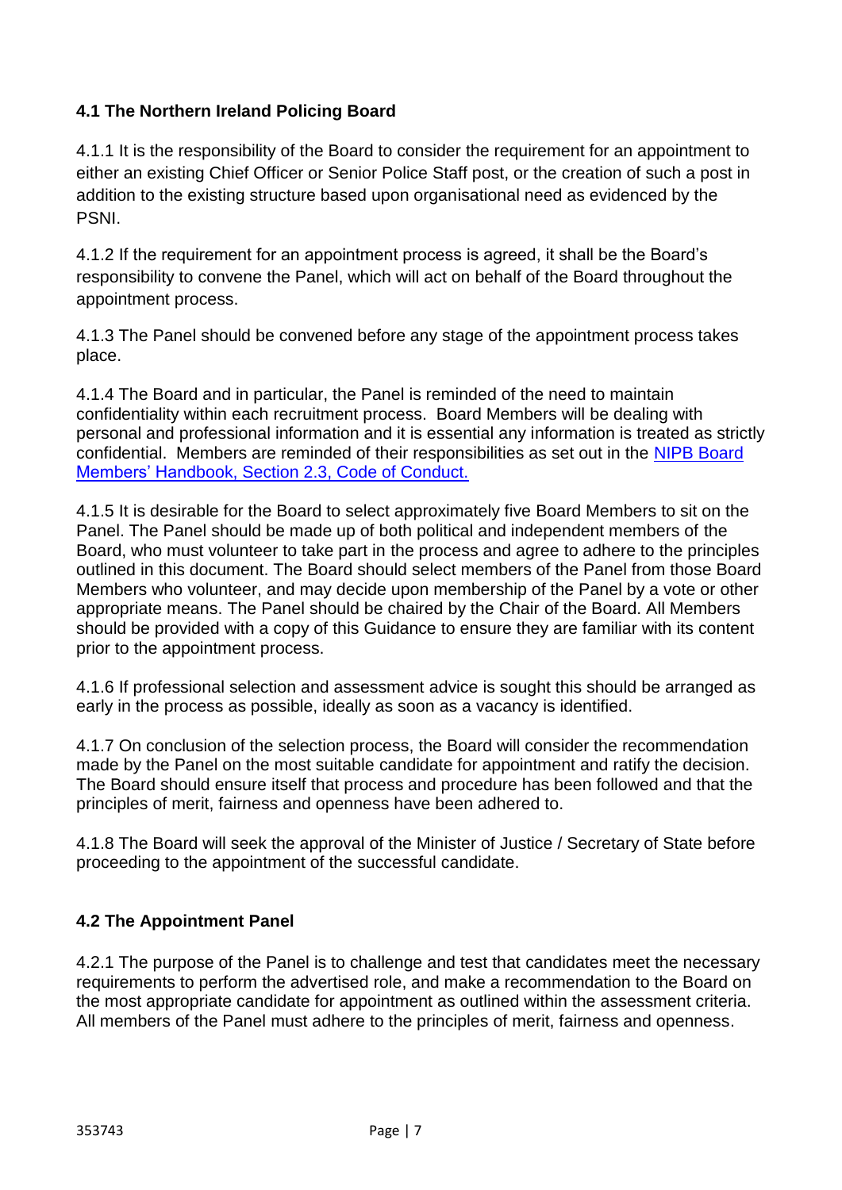### 4.1 The Northern Ireland Policing Board

4.1.1 It is the responsibility of the Board to consider the requirement for an appointment to either an existing Chief Officer or Senior Police Staff post, or the creation of such a post in addition to the existing structure based upon organisational need as evidenced by the PSNI.

4.1.2 If the requirement for an appointment process is agreed, it shall be the Board's responsibility to convene the Panel, which will act on behalf of the Board throughout the appointment process.

4.1.3 The Panel should be convened before any stage of the appointment process takes place.

4.1.4 The Board and in particular, the Panel is reminded of the need to maintain confidentiality within each recruitment process. Board Members will be dealing with personal and professional information and it is essential any information is treated as strictly confidential. Members are reminded of their responsibilities as set out in the NIPB Board Members' Handbook, Section 2.3, Code of Conduct.

4.1.5 It is desirable for the Board to select approximately five Board Members to sit on the Panel. The Panel should be made up of both political and independent members of the Board, who must volunteer to take part in the process and agree to adhere to the principles outlined in this document. The Board should select members of the Panel from those Board Members who volunteer, and may decide upon membership of the Panel by a vote or other appropriate means. The Panel should be chaired by the Chair of the Board. All Members should be provided with a copy of this Guidance to ensure they are familiar with its content prior to the appointment process.

4.1.6 If professional selection and assessment advice is sought this should be arranged as early in the process as possible, ideally as soon as a vacancy is identified.

4.1.7 On conclusion of the selection process, the Board will consider the recommendation made by the Panel on the most suitable candidate for appointment and ratify the decision. The Board should ensure itself that process and procedure has been followed and that the principles of merit, fairness and openness have been adhered to.

4.1.8 The Board will seek the approval of the Minister of Justice / Secretary of State before proceeding to the appointment of the successful candidate.

### 4.2 The Appointment Panel

4.2.1 The purpose of the Panel is to challenge and test that candidates meet the necessary requirements to perform the advertised role, and make a recommendation to the Board on the most appropriate candidate for appointment as outlined within the assessment criteria. All members of the Panel must adhere to the principles of merit, fairness and openness.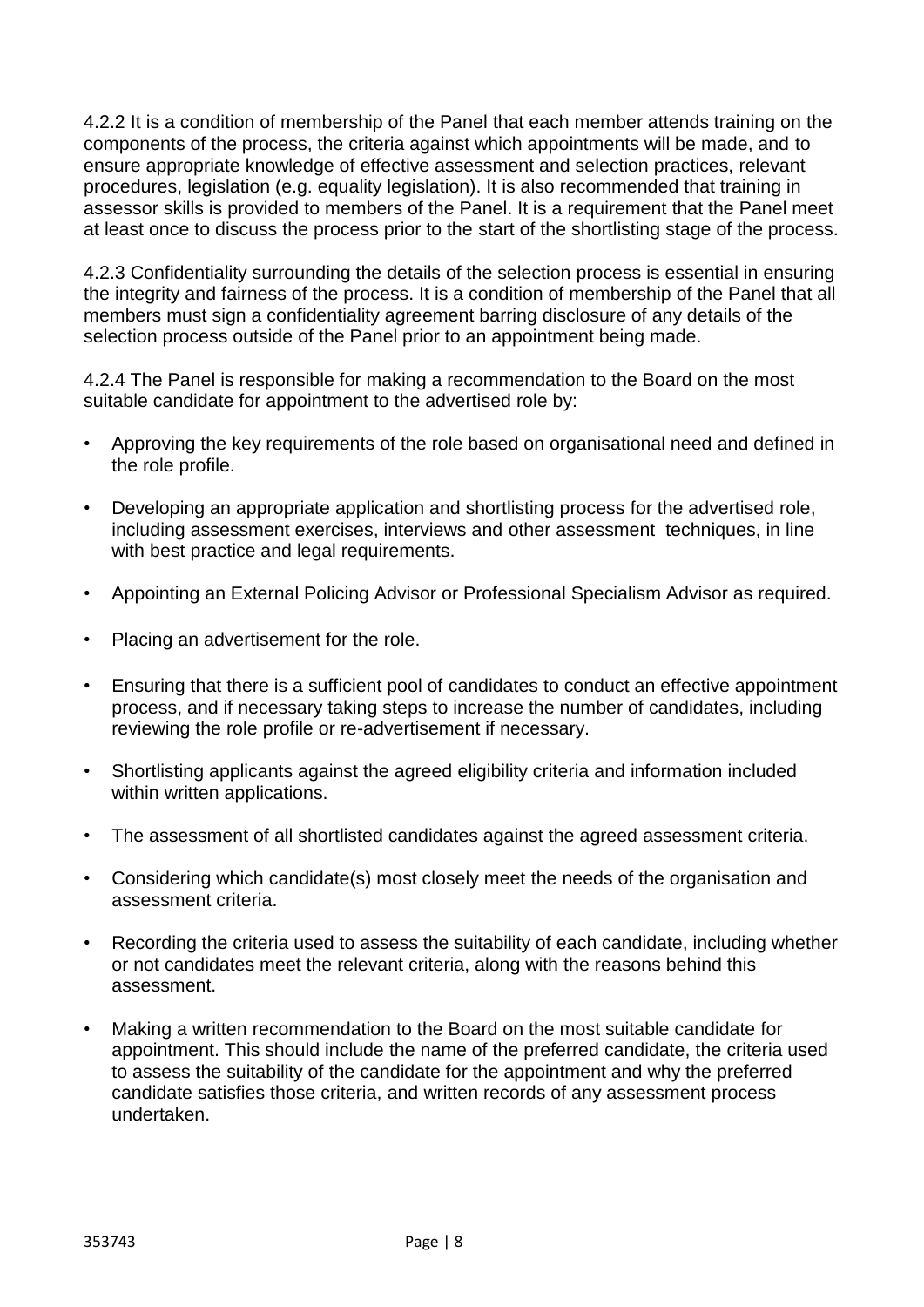4.2.2 It is a condition of membership of the Panel that each member attends training on the components of the process, the criteria against which appointments will be made, and to ensure appropriate knowledge of effective assessment and selection practices, relevant procedures, legislation (e.g. equality legislation). It is also recommended that training in assessor skills is provided to members of the Panel. It is a requirement that the Panel meet at least once to discuss the process prior to the start of the shortlisting stage of the process.

4.2.3 Confidentiality surrounding the details of the selection process is essential in ensuring the integrity and fairness of the process. It is a condition of membership of the Panel that all members must sign a confidentiality agreement barring disclosure of any details of the selection process outside of the Panel prior to an appointment being made.

4.2.4 The Panel is responsible for making a recommendation to the Board on the most suitable candidate for appointment to the advertised role by:

- Approving the key requirements of the role based on organisational need and defined in the role profile.
- Developing an appropriate application and shortlisting process for the advertised role, including assessment exercises, interviews and other assessment techniques, in line with best practice and legal requirements.
- Appointing an External Policing Advisor or Professional Specialism Advisor as required.
- Placing an advertisement for the role.
- Ensuring that there is a sufficient pool of candidates to conduct an effective appointment process, and if necessary taking steps to increase the number of candidates, including reviewing the role profile or re-advertisement if necessary.
- Shortlisting applicants against the agreed eligibility criteria and information included within written applications.
- The assessment of all shortlisted candidates against the agreed assessment criteria.
- Considering which candidate(s) most closely meet the needs of the organisation and assessment criteria.
- Recording the criteria used to assess the suitability of each candidate, including whether or not candidates meet the relevant criteria, along with the reasons behind this assessment.
- Making a written recommendation to the Board on the most suitable candidate for appointment. This should include the name of the preferred candidate, the criteria used to assess the suitability of the candidate for the appointment and why the preferred candidate satisfies those criteria, and written records of any assessment process undertaken.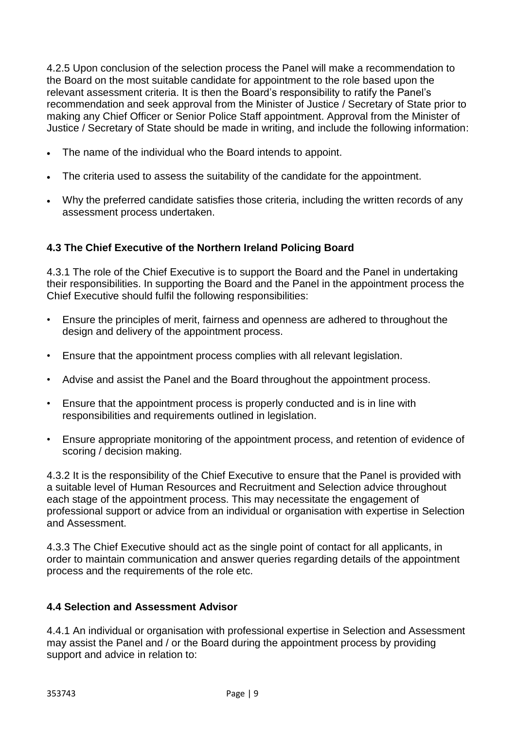4.2.5 Upon conclusion of the selection process the Panel will make a recommendation to the Board on the most suitable candidate for appointment to the role based upon the relevant assessment criteria. It is then the Board's responsibility to ratify the Panel's recommendation and seek approval from the Minister of Justice / Secretary of State prior to making any Chief Officer or Senior Police Staff appointment. Approval from the Minister of Justice / Secretary of State should be made in writing, and include the following information:

- The name of the individual who the Board intends to appoint.
- The criteria used to assess the suitability of the candidate for the appointment.
- Why the preferred candidate satisfies those criteria, including the written records of any assessment process undertaken.

### 4.3 The Chief Executive of the Northern Ireland Policing Board

4.3.1 The role of the Chief Executive is to support the Board and the Panel in undertaking their responsibilities. In supporting the Board and the Panel in the appointment process the Chief Executive should fulfil the following responsibilities:

- Ensure the principles of merit, fairness and openness are adhered to throughout the design and delivery of the appointment process.
- Ensure that the appointment process complies with all relevant legislation.
- Advise and assist the Panel and the Board throughout the appointment process.
- Ensure that the appointment process is properly conducted and is in line with responsibilities and requirements outlined in legislation.
- Ensure appropriate monitoring of the appointment process, and retention of evidence of scoring / decision making.

4.3.2 It is the responsibility of the Chief Executive to ensure that the Panel is provided with a suitable level of Human Resources and Recruitment and Selection advice throughout each stage of the appointment process. This may necessitate the engagement of professional support or advice from an individual or organisation with expertise in Selection and Assessment.

4.3.3 The Chief Executive should act as the single point of contact for all applicants, in order to maintain communication and answer queries regarding details of the appointment process and the requirements of the role etc.

### 4.4 Selection and Assessment Advisor

4.4.1 An individual or organisation with professional expertise in Selection and Assessment may assist the Panel and / or the Board during the appointment process by providing support and advice in relation to: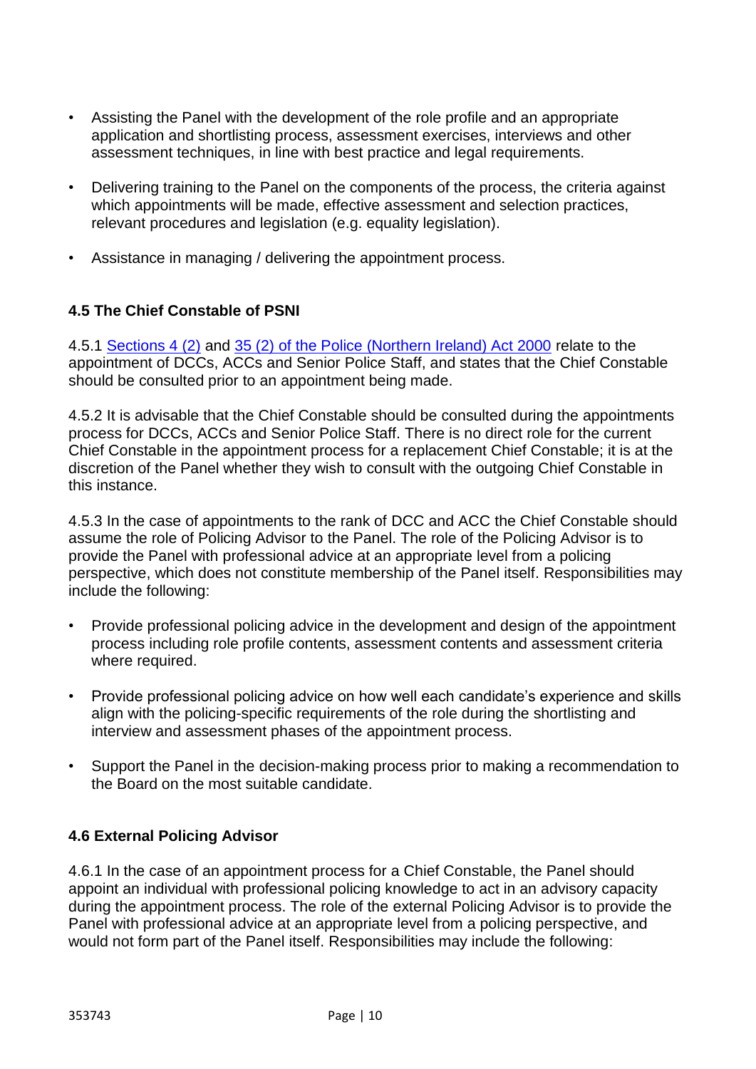- Assisting the Panel with the development of the role profile and an appropriate application and shortlisting process, assessment exercises, interviews and other assessment techniques, in line with best practice and legal requirements.

- Delivering training to the Panel on the components of the process, the criteria against which appointments will be made, effective assessment and selection practices, relevant procedures and legislation (e.g. equality legislation).

- Assistance in managing / delivering the appointment process.

### 4.5 The Chief Constable of PSNI

4.5.1 Sections 4 (2) and 35 (2) of the Police (Northern Ireland) Act 2000 relate to the appointment of DCCs, ACCs and Senior Police Staff, and states that the Chief Constable should be consulted prior to an appointment being made.

4.5.2 It is advisable that the Chief Constable should be consulted during the appointments process for DCCs, ACCs and Senior Police Staff. There is no direct role for the current Chief Constable in the appointment process for a replacement Chief Constable; it is at the discretion of the Panel whether they wish to consult with the outgoing Chief Constable in this instance.

4.5.3 In the case of appointments to the rank of DCC and ACC the Chief Constable should assume the role of Policing Advisor to the Panel. The role of the Policing Advisor is to provide the Panel with professional advice at an appropriate level from a policing perspective, which does not constitute membership of the Panel itself. Responsibilities may include the following:

- Provide professional policing advice in the development and design of the appointment process including role profile contents, assessment contents and assessment criteria where required.

- Provide professional policing advice on how well each candidate's experience and skills align with the policing-specific requirements of the role during the shortlisting and interview and assessment phases of the appointment process.

- Support the Panel in the decision-making process prior to making a recommendation to the Board on the most suitable candidate.

### 4.6 External Policing Advisor

4.6.1 In the case of an appointment process for a Chief Constable, the Panel should appoint an individual with professional policing knowledge to act in an advisory capacity during the appointment process. The role of the external Policing Advisor is to provide the Panel with professional advice at an appropriate level from a policing perspective, and would not form part of the Panel itself. Responsibilities may include the following: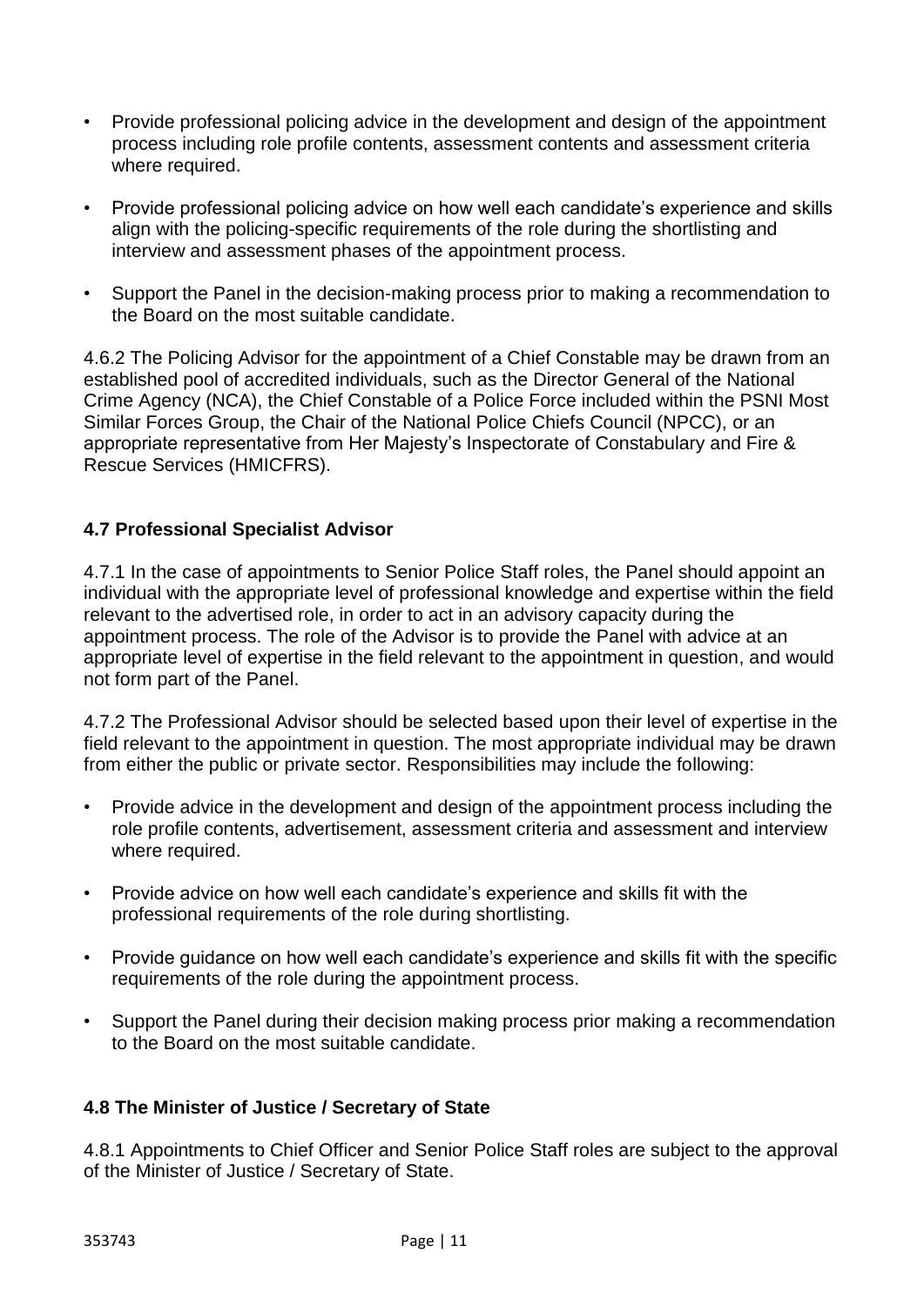- Provide professional policing advice in the development and design of the appointment process including role profile contents, assessment contents and assessment criteria where required.
- Provide professional policing advice on how well each candidate's experience and skills align with the policing-specific requirements of the role during the shortlisting and interview and assessment phases of the appointment process.
- Support the Panel in the decision-making process prior to making a recommendation to the Board on the most suitable candidate.

4.6.2 The Policing Advisor for the appointment of a Chief Constable may be drawn from an established pool of accredited individuals, such as the Director General of the National Crime Agency (NCA), the Chief Constable of a Police Force included within the PSNI Most Similar Forces Group, the Chair of the National Police Chiefs Council (NPCC), or an appropriate representative from Her Majesty's Inspectorate of Constabulary and Fire & Rescue Services (HMICFRS).

### 4.7 Professional Specialist Advisor

4.7.1 In the case of appointments to Senior Police Staff roles, the Panel should appoint an individual with the appropriate level of professional knowledge and expertise within the field relevant to the advertised role, in order to act in an advisory capacity during the appointment process. The role of the Advisor is to provide the Panel with advice at an appropriate level of expertise in the field relevant to the appointment in question, and would not form part of the Panel.

4.7.2 The Professional Advisor should be selected based upon their level of expertise in the field relevant to the appointment in question. The most appropriate individual may be drawn from either the public or private sector. Responsibilities may include the following:

- Provide advice in the development and design of the appointment process including the role profile contents, advertisement, assessment criteria and assessment and interview where required.
- Provide advice on how well each candidate's experience and skills fit with the professional requirements of the role during shortlisting.
- Provide guidance on how well each candidate's experience and skills fit with the specific requirements of the role during the appointment process.
- Support the Panel during their decision making process prior making a recommendation to the Board on the most suitable candidate.

### 4.8 The Minister of Justice / Secretary of State

4.8.1 Appointments to Chief Officer and Senior Police Staff roles are subject to the approval of the Minister of Justice / Secretary of State.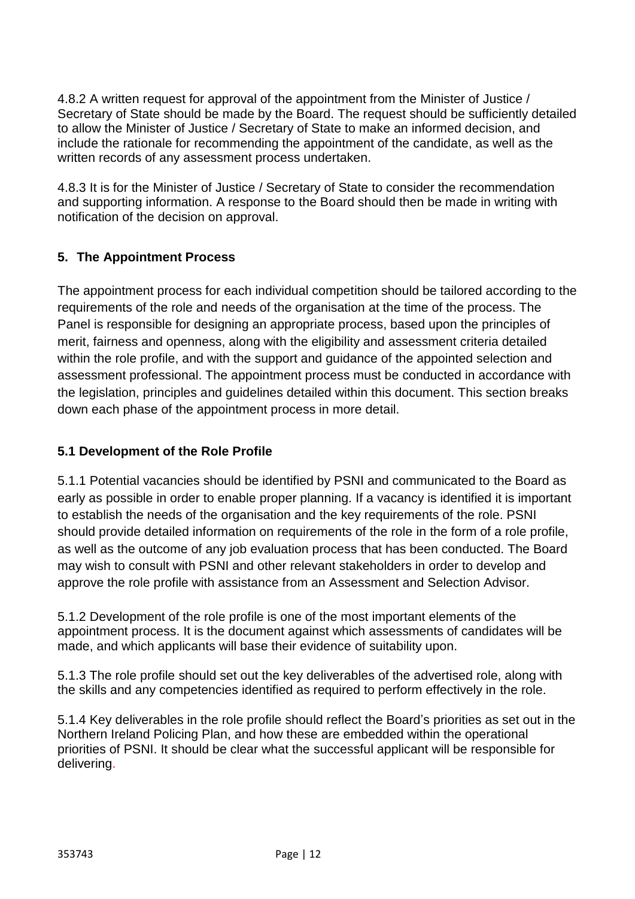4.8.2 A written request for approval of the appointment from the Minister of Justice / Secretary of State should be made by the Board. The request should be sufficiently detailed to allow the Minister of Justice / Secretary of State to make an informed decision, and include the rationale for recommending the appointment of the candidate, as well as the written records of any assessment process undertaken.

4.8.3 It is for the Minister of Justice / Secretary of State to consider the recommendation and supporting information. A response to the Board should then be made in writing with notification of the decision on approval.

## 5. The Appointment Process

The appointment process for each individual competition should be tailored according to the requirements of the role and needs of the organisation at the time of the process. The Panel is responsible for designing an appropriate process, based upon the principles of merit, fairness and openness, along with the eligibility and assessment criteria detailed within the role profile, and with the support and guidance of the appointed selection and assessment professional. The appointment process must be conducted in accordance with the legislation, principles and guidelines detailed within this document. This section breaks down each phase of the appointment process in more detail.

### 5.1 Development of the Role Profile

5.1.1 Potential vacancies should be identified by PSNI and communicated to the Board as early as possible in order to enable proper planning. If a vacancy is identified it is important to establish the needs of the organisation and the key requirements of the role. PSNI should provide detailed information on requirements of the role in the form of a role profile, as well as the outcome of any job evaluation process that has been conducted. The Board may wish to consult with PSNI and other relevant stakeholders in order to develop and approve the role profile with assistance from an Assessment and Selection Advisor.

5.1.2 Development of the role profile is one of the most important elements of the appointment process. It is the document against which assessments of candidates will be made, and which applicants will base their evidence of suitability upon.

5.1.3 The role profile should set out the key deliverables of the advertised role, along with the skills and any competencies identified as required to perform effectively in the role.

5.1.4 Key deliverables in the role profile should reflect the Board's priorities as set out in the Northern Ireland Policing Plan, and how these are embedded within the operational priorities of PSNI. It should be clear what the successful applicant will be responsible for delivering.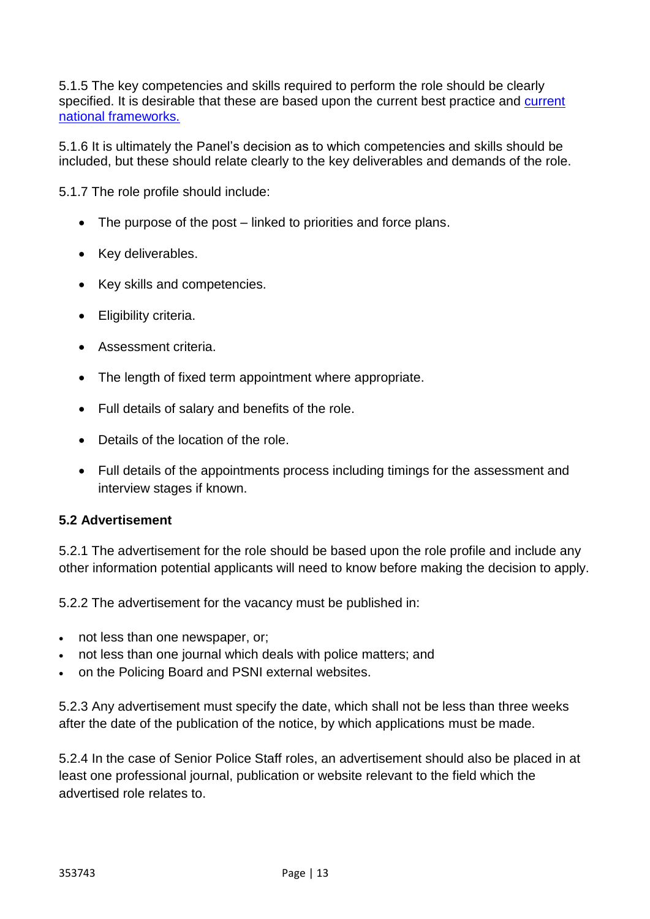5.1.5 The key competencies and skills required to perform the role should be clearly specified. It is desirable that these are based upon the current best practice and [current national frameworks.]

5.1.6 It is ultimately the Panel's decision as to which competencies and skills should be included, but these should relate clearly to the key deliverables and demands of the role.

5.1.7 The role profile should include:

- The purpose of the post – linked to priorities and force plans.
- Key deliverables.
- Key skills and competencies.
- Eligibility criteria.
- Assessment criteria.
- The length of fixed term appointment where appropriate.
- Full details of salary and benefits of the role.
- Details of the location of the role.
- Full details of the appointments process including timings for the assessment and interview stages if known.

**5.2 Advertisement**

5.2.1 The advertisement for the role should be based upon the role profile and include any other information potential applicants will need to know before making the decision to apply.

5.2.2 The advertisement for the vacancy must be published in:

- not less than one newspaper, or;
- not less than one journal which deals with police matters; and
- on the Policing Board and PSNI external websites.

5.2.3 Any advertisement must specify the date, which shall not be less than three weeks after the date of the publication of the notice, by which applications must be made.

5.2.4 In the case of Senior Police Staff roles, an advertisement should also be placed in at least one professional journal, publication or website relevant to the field which the advertised role relates to.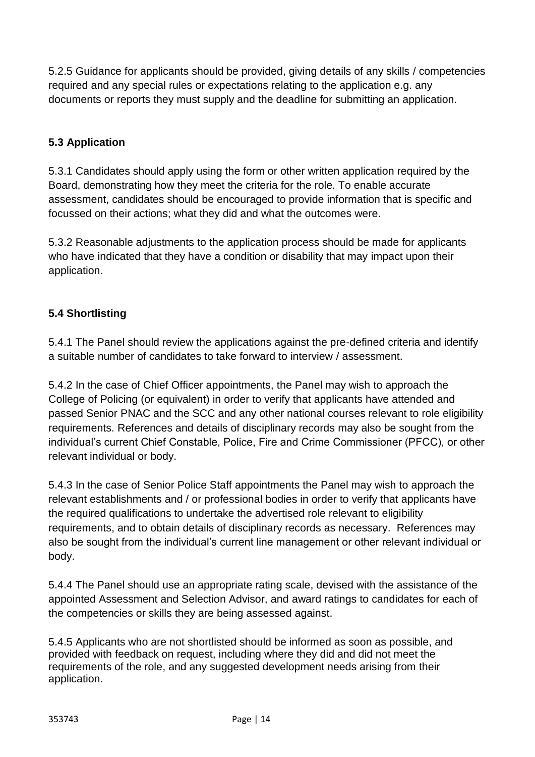5.2.5 Guidance for applicants should be provided, giving details of any skills / competencies required and any special rules or expectations relating to the application e.g. any documents or reports they must supply and the deadline for submitting an application.

### 5.3 Application

5.3.1 Candidates should apply using the form or other written application required by the Board, demonstrating how they meet the criteria for the role. To enable accurate assessment, candidates should be encouraged to provide information that is specific and focussed on their actions; what they did and what the outcomes were.

5.3.2 Reasonable adjustments to the application process should be made for applicants who have indicated that they have a condition or disability that may impact upon their application.

### 5.4 Shortlisting

5.4.1 The Panel should review the applications against the pre-defined criteria and identify a suitable number of candidates to take forward to interview / assessment.

5.4.2 In the case of Chief Officer appointments, the Panel may wish to approach the College of Policing (or equivalent) in order to verify that applicants have attended and passed Senior PNAC and the SCC and any other national courses relevant to role eligibility requirements. References and details of disciplinary records may also be sought from the individual's current Chief Constable, Police, Fire and Crime Commissioner (PFCC), or other relevant individual or body.

5.4.3 In the case of Senior Police Staff appointments the Panel may wish to approach the relevant establishments and / or professional bodies in order to verify that applicants have the required qualifications to undertake the advertised role relevant to eligibility requirements, and to obtain details of disciplinary records as necessary. References may also be sought from the individual's current line management or other relevant individual or body.

5.4.4 The Panel should use an appropriate rating scale, devised with the assistance of the appointed Assessment and Selection Advisor, and award ratings to candidates for each of the competencies or skills they are being assessed against.

5.4.5 Applicants who are not shortlisted should be informed as soon as possible, and provided with feedback on request, including where they did and did not meet the requirements of the role, and any suggested development needs arising from their application.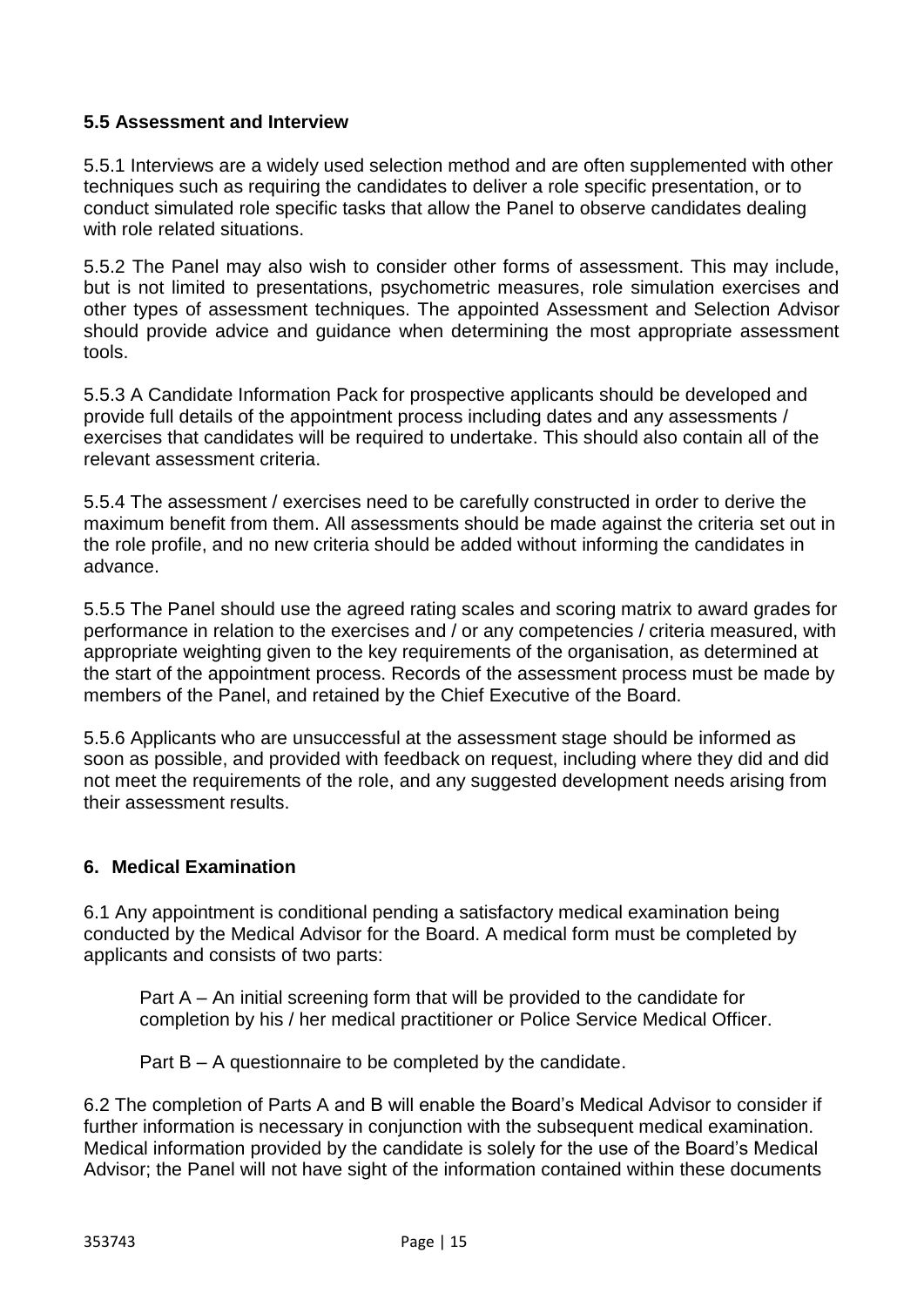### 5.5 Assessment and Interview

5.5.1 Interviews are a widely used selection method and are often supplemented with other techniques such as requiring the candidates to deliver a role specific presentation, or to conduct simulated role specific tasks that allow the Panel to observe candidates dealing with role related situations.

5.5.2 The Panel may also wish to consider other forms of assessment. This may include, but is not limited to presentations, psychometric measures, role simulation exercises and other types of assessment techniques. The appointed Assessment and Selection Advisor should provide advice and guidance when determining the most appropriate assessment tools.

5.5.3 A Candidate Information Pack for prospective applicants should be developed and provide full details of the appointment process including dates and any assessments / exercises that candidates will be required to undertake. This should also contain all of the relevant assessment criteria.

5.5.4 The assessment / exercises need to be carefully constructed in order to derive the maximum benefit from them. All assessments should be made against the criteria set out in the role profile, and no new criteria should be added without informing the candidates in advance.

5.5.5 The Panel should use the agreed rating scales and scoring matrix to award grades for performance in relation to the exercises and / or any competencies / criteria measured, with appropriate weighting given to the key requirements of the organisation, as determined at the start of the appointment process. Records of the assessment process must be made by members of the Panel, and retained by the Chief Executive of the Board.

5.5.6 Applicants who are unsuccessful at the assessment stage should be informed as soon as possible, and provided with feedback on request, including where they did and did not meet the requirements of the role, and any suggested development needs arising from their assessment results.

## 6. Medical Examination

6.1 Any appointment is conditional pending a satisfactory medical examination being conducted by the Medical Advisor for the Board. A medical form must be completed by applicants and consists of two parts:

Part A – An initial screening form that will be provided to the candidate for completion by his / her medical practitioner or Police Service Medical Officer.

Part B – A questionnaire to be completed by the candidate.

6.2 The completion of Parts A and B will enable the Board's Medical Advisor to consider if further information is necessary in conjunction with the subsequent medical examination. Medical information provided by the candidate is solely for the use of the Board's Medical Advisor; the Panel will not have sight of the information contained within these documents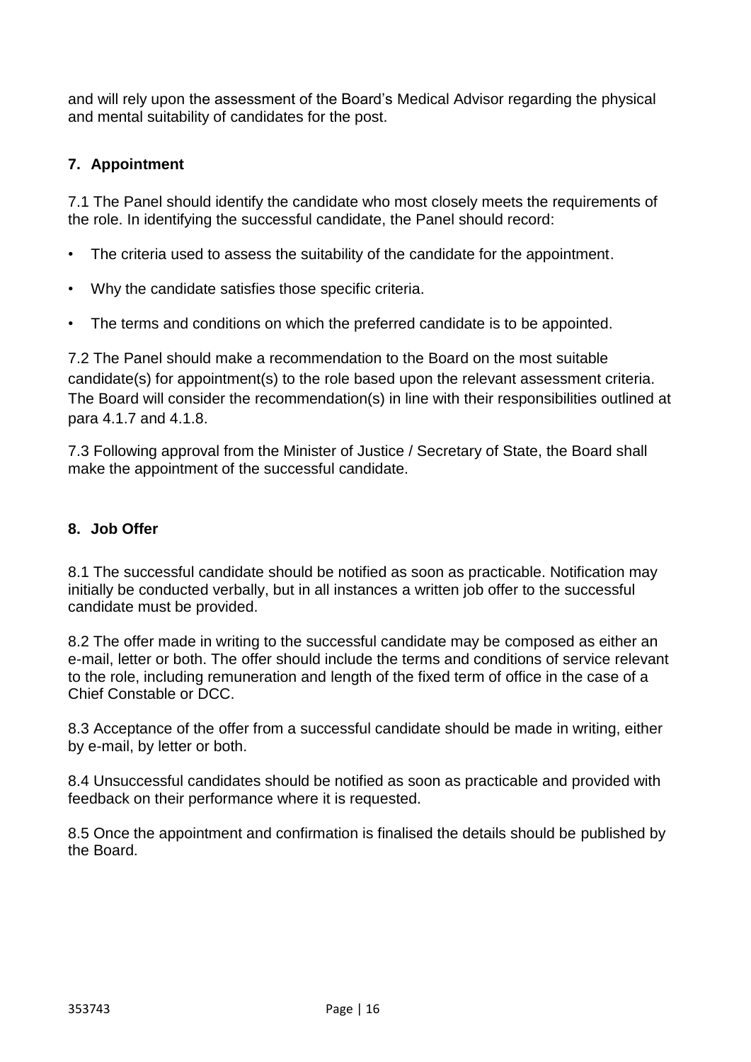and will rely upon the assessment of the Board's Medical Advisor regarding the physical and mental suitability of candidates for the post.

## 7. Appointment

7.1 The Panel should identify the candidate who most closely meets the requirements of the role. In identifying the successful candidate, the Panel should record:

- The criteria used to assess the suitability of the candidate for the appointment.
- Why the candidate satisfies those specific criteria.
- The terms and conditions on which the preferred candidate is to be appointed.

7.2 The Panel should make a recommendation to the Board on the most suitable candidate(s) for appointment(s) to the role based upon the relevant assessment criteria. The Board will consider the recommendation(s) in line with their responsibilities outlined at para 4.1.7 and 4.1.8.

7.3 Following approval from the Minister of Justice / Secretary of State, the Board shall make the appointment of the successful candidate.

## 8. Job Offer

8.1 The successful candidate should be notified as soon as practicable. Notification may initially be conducted verbally, but in all instances a written job offer to the successful candidate must be provided.

8.2 The offer made in writing to the successful candidate may be composed as either an e-mail, letter or both. The offer should include the terms and conditions of service relevant to the role, including remuneration and length of the fixed term of office in the case of a Chief Constable or DCC.

8.3 Acceptance of the offer from a successful candidate should be made in writing, either by e-mail, by letter or both.

8.4 Unsuccessful candidates should be notified as soon as practicable and provided with feedback on their performance where it is requested.

8.5 Once the appointment and confirmation is finalised the details should be published by the Board.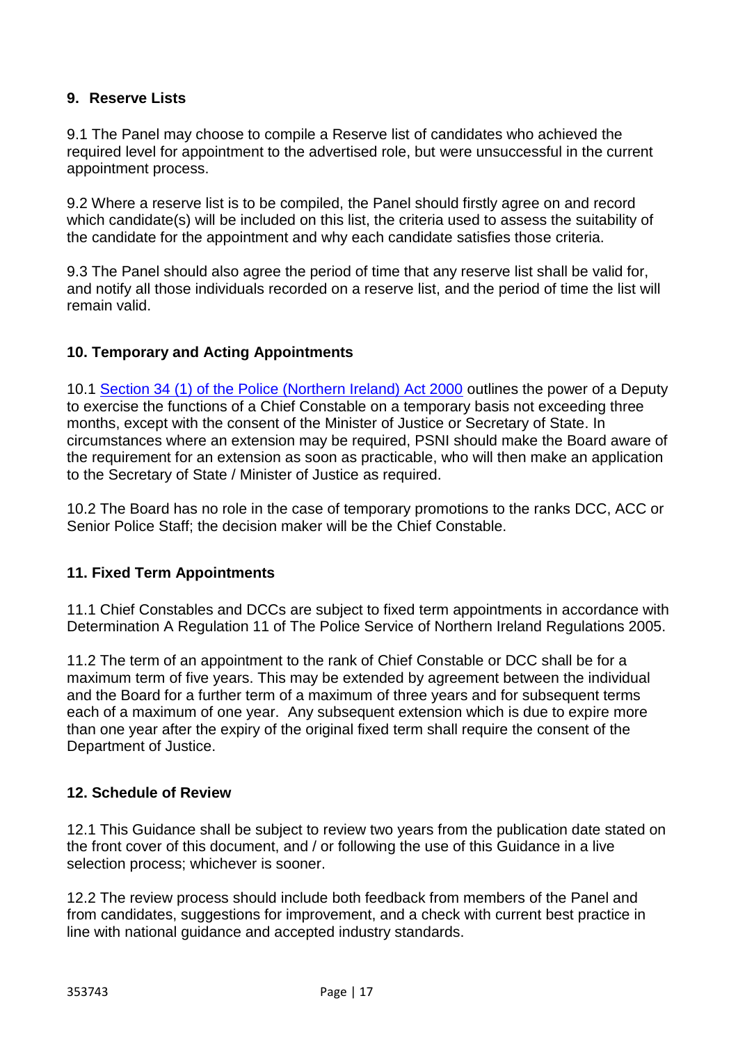## 9. Reserve Lists

9.1 The Panel may choose to compile a Reserve list of candidates who achieved the required level for appointment to the advertised role, but were unsuccessful in the current appointment process.

9.2 Where a reserve list is to be compiled, the Panel should firstly agree on and record which candidate(s) will be included on this list, the criteria used to assess the suitability of the candidate for the appointment and why each candidate satisfies those criteria.

9.3 The Panel should also agree the period of time that any reserve list shall be valid for, and notify all those individuals recorded on a reserve list, and the period of time the list will remain valid.

## 10. Temporary and Acting Appointments

10.1 Section 34 (1) of the Police (Northern Ireland) Act 2000 outlines the power of a Deputy to exercise the functions of a Chief Constable on a temporary basis not exceeding three months, except with the consent of the Minister of Justice or Secretary of State. In circumstances where an extension may be required, PSNI should make the Board aware of the requirement for an extension as soon as practicable, who will then make an application to the Secretary of State / Minister of Justice as required.

10.2 The Board has no role in the case of temporary promotions to the ranks DCC, ACC or Senior Police Staff; the decision maker will be the Chief Constable.

## 11. Fixed Term Appointments

11.1 Chief Constables and DCCs are subject to fixed term appointments in accordance with Determination A Regulation 11 of The Police Service of Northern Ireland Regulations 2005.

11.2 The term of an appointment to the rank of Chief Constable or DCC shall be for a maximum term of five years. This may be extended by agreement between the individual and the Board for a further term of a maximum of three years and for subsequent terms each of a maximum of one year. Any subsequent extension which is due to expire more than one year after the expiry of the original fixed term shall require the consent of the Department of Justice.

## 12. Schedule of Review

12.1 This Guidance shall be subject to review two years from the publication date stated on the front cover of this document, and / or following the use of this Guidance in a live selection process; whichever is sooner.

12.2 The review process should include both feedback from members of the Panel and from candidates, suggestions for improvement, and a check with current best practice in line with national guidance and accepted industry standards.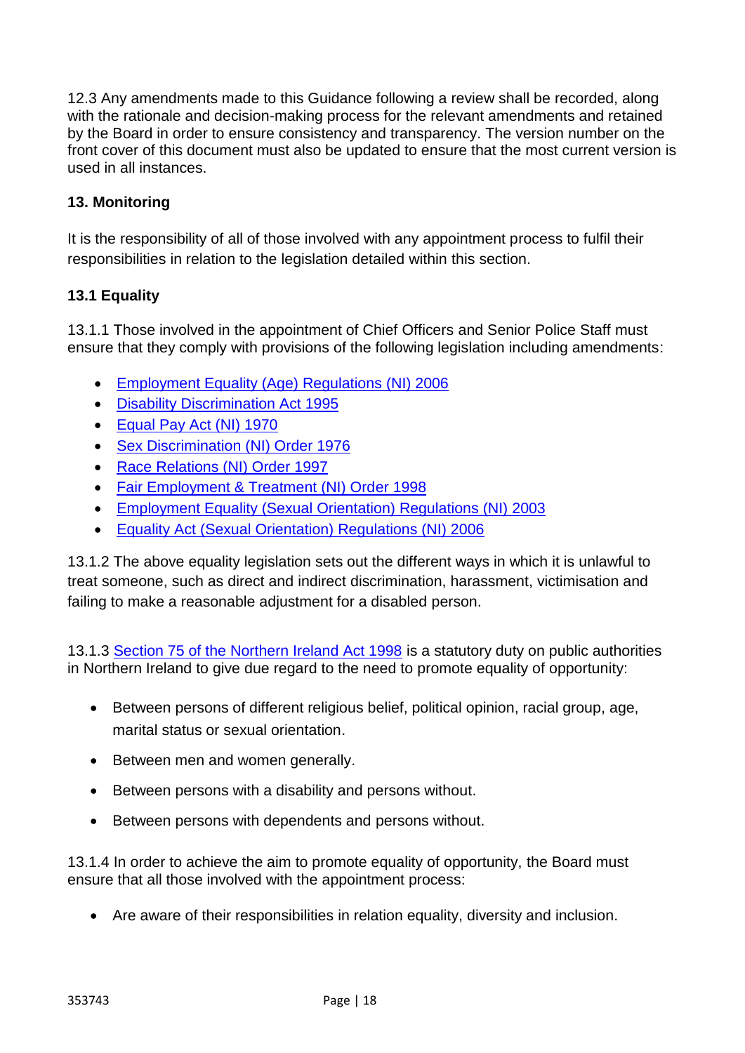12.3 Any amendments made to this Guidance following a review shall be recorded, along with the rationale and decision-making process for the relevant amendments and retained by the Board in order to ensure consistency and transparency. The version number on the front cover of this document must also be updated to ensure that the most current version is used in all instances.

## 13. Monitoring

It is the responsibility of all of those involved with any appointment process to fulfil their responsibilities in relation to the legislation detailed within this section.

### 13.1 Equality

13.1.1 Those involved in the appointment of Chief Officers and Senior Police Staff must ensure that they comply with provisions of the following legislation including amendments:

- Employment Equality (Age) Regulations (NI) 2006
- Disability Discrimination Act 1995
- Equal Pay Act (NI) 1970
- Sex Discrimination (NI) Order 1976
- Race Relations (NI) Order 1997
- Fair Employment & Treatment (NI) Order 1998
- Employment Equality (Sexual Orientation) Regulations (NI) 2003
- Equality Act (Sexual Orientation) Regulations (NI) 2006

13.1.2 The above equality legislation sets out the different ways in which it is unlawful to treat someone, such as direct and indirect discrimination, harassment, victimisation and failing to make a reasonable adjustment for a disabled person.

13.1.3 Section 75 of the Northern Ireland Act 1998 is a statutory duty on public authorities in Northern Ireland to give due regard to the need to promote equality of opportunity:

- Between persons of different religious belief, political opinion, racial group, age, marital status or sexual orientation.
- Between men and women generally.
- Between persons with a disability and persons without.
- Between persons with dependents and persons without.

13.1.4 In order to achieve the aim to promote equality of opportunity, the Board must ensure that all those involved with the appointment process:

- Are aware of their responsibilities in relation equality, diversity and inclusion.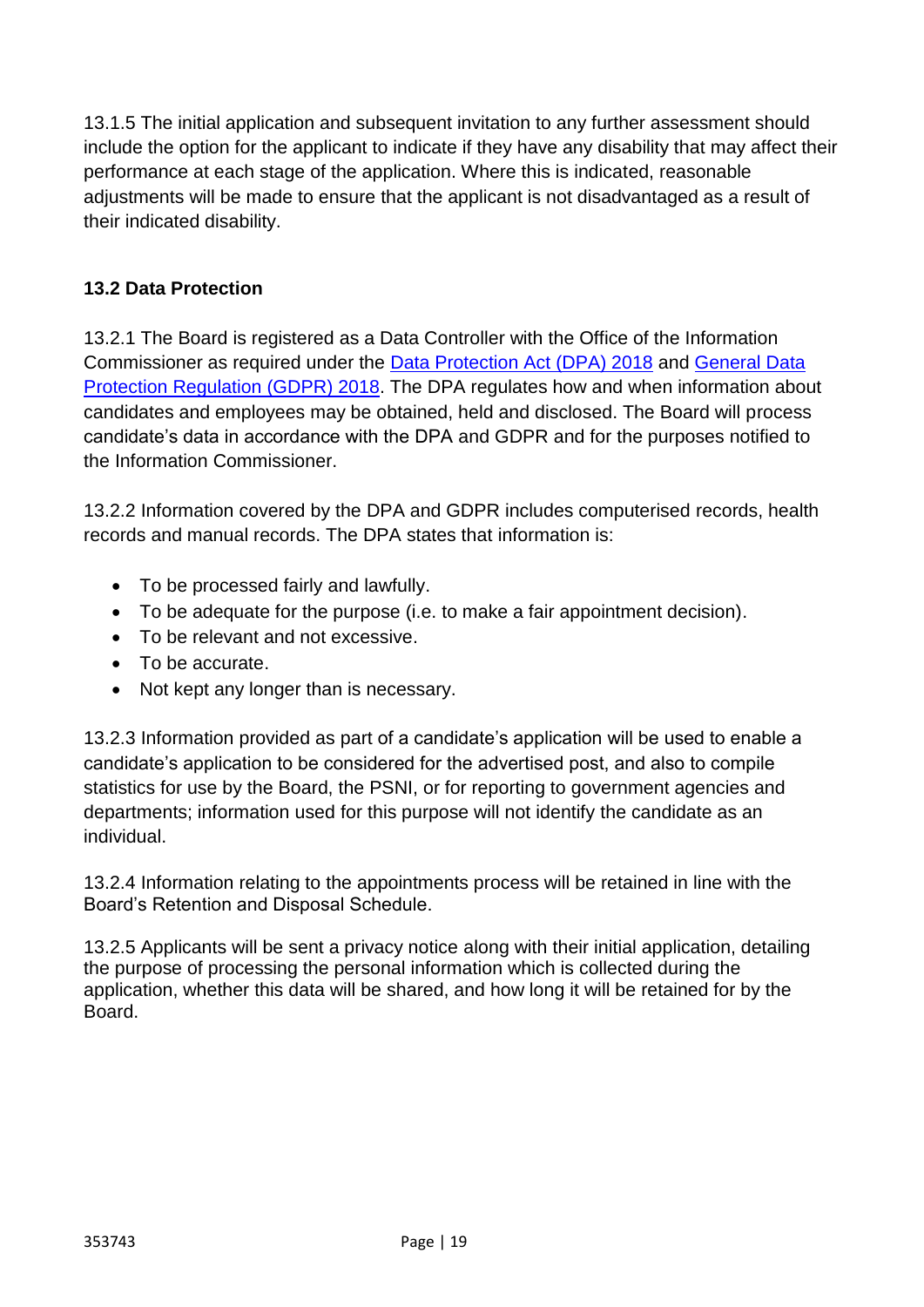13.1.5 The initial application and subsequent invitation to any further assessment should include the option for the applicant to indicate if they have any disability that may affect their performance at each stage of the application. Where this is indicated, reasonable adjustments will be made to ensure that the applicant is not disadvantaged as a result of their indicated disability.

**13.2 Data Protection**

13.2.1 The Board is registered as a Data Controller with the Office of the Information Commissioner as required under the Data Protection Act (DPA) 2018 and General Data Protection Regulation (GDPR) 2018. The DPA regulates how and when information about candidates and employees may be obtained, held and disclosed. The Board will process candidate's data in accordance with the DPA and GDPR and for the purposes notified to the Information Commissioner.

13.2.2 Information covered by the DPA and GDPR includes computerised records, health records and manual records. The DPA states that information is:

- To be processed fairly and lawfully.
- To be adequate for the purpose (i.e. to make a fair appointment decision).
- To be relevant and not excessive.
- To be accurate.
- Not kept any longer than is necessary.

13.2.3 Information provided as part of a candidate's application will be used to enable a candidate's application to be considered for the advertised post, and also to compile statistics for use by the Board, the PSNI, or for reporting to government agencies and departments; information used for this purpose will not identify the candidate as an individual.

13.2.4 Information relating to the appointments process will be retained in line with the Board's Retention and Disposal Schedule.

13.2.5 Applicants will be sent a privacy notice along with their initial application, detailing the purpose of processing the personal information which is collected during the application, whether this data will be shared, and how long it will be retained for by the Board.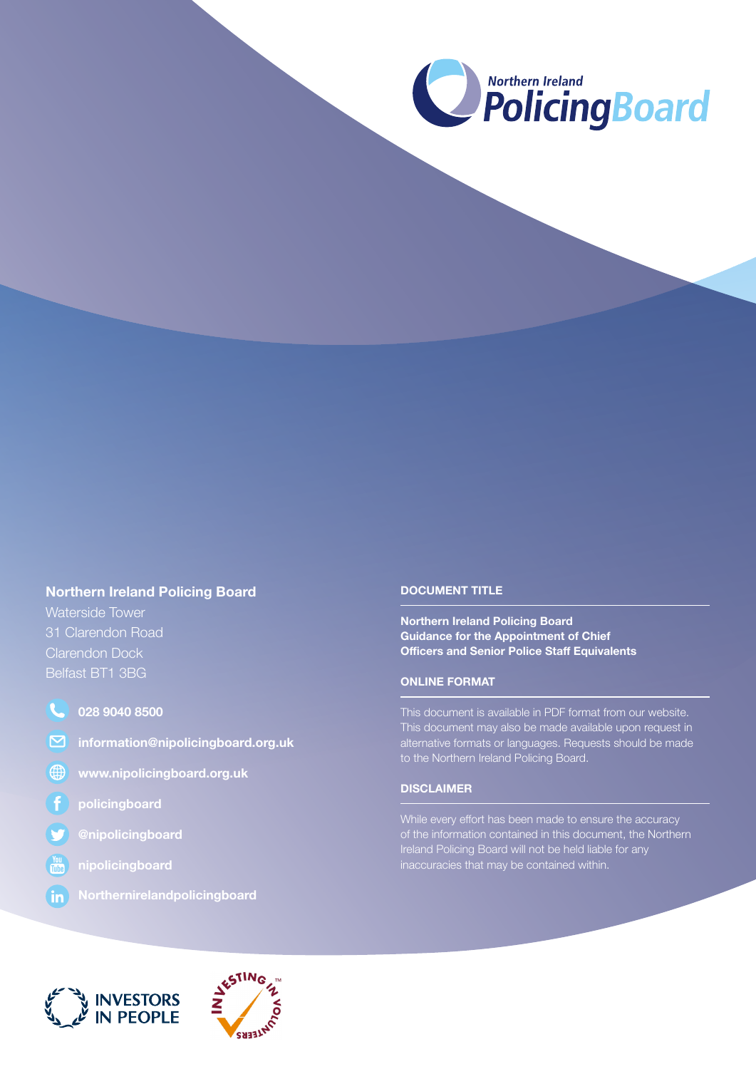Northern Ireland PolicingBoard

**Northern Ireland Policing Board**

Waterside Tower
31 Clarendon Road
Clarendon Dock
Belfast BT1 3BG

**028 9040 8500**

**information@nipolicingboard.org.uk**

**www.nipolicingboard.org.uk**

**policingboard**

**@nipolicingboard**

**nipolicingboard**

**Northernirelandpolicingboard**

**DOCUMENT TITLE**

**Northern Ireland Policing Board Guidance for the Appointment of Chief Officers and Senior Police Staff Equivalents**

**ONLINE FORMAT**

This document is available in PDF format from our website. This document may also be made available upon request in alternative formats or languages. Requests should be made to the Northern Ireland Policing Board.

**DISCLAIMER**

While every effort has been made to ensure the accuracy of the information contained in this document, the Northern Ireland Policing Board will not be held liable for any inaccuracies that may be contained within.

INVESTORS IN PEOPLE

INVESTING IN VOLUNTEERS